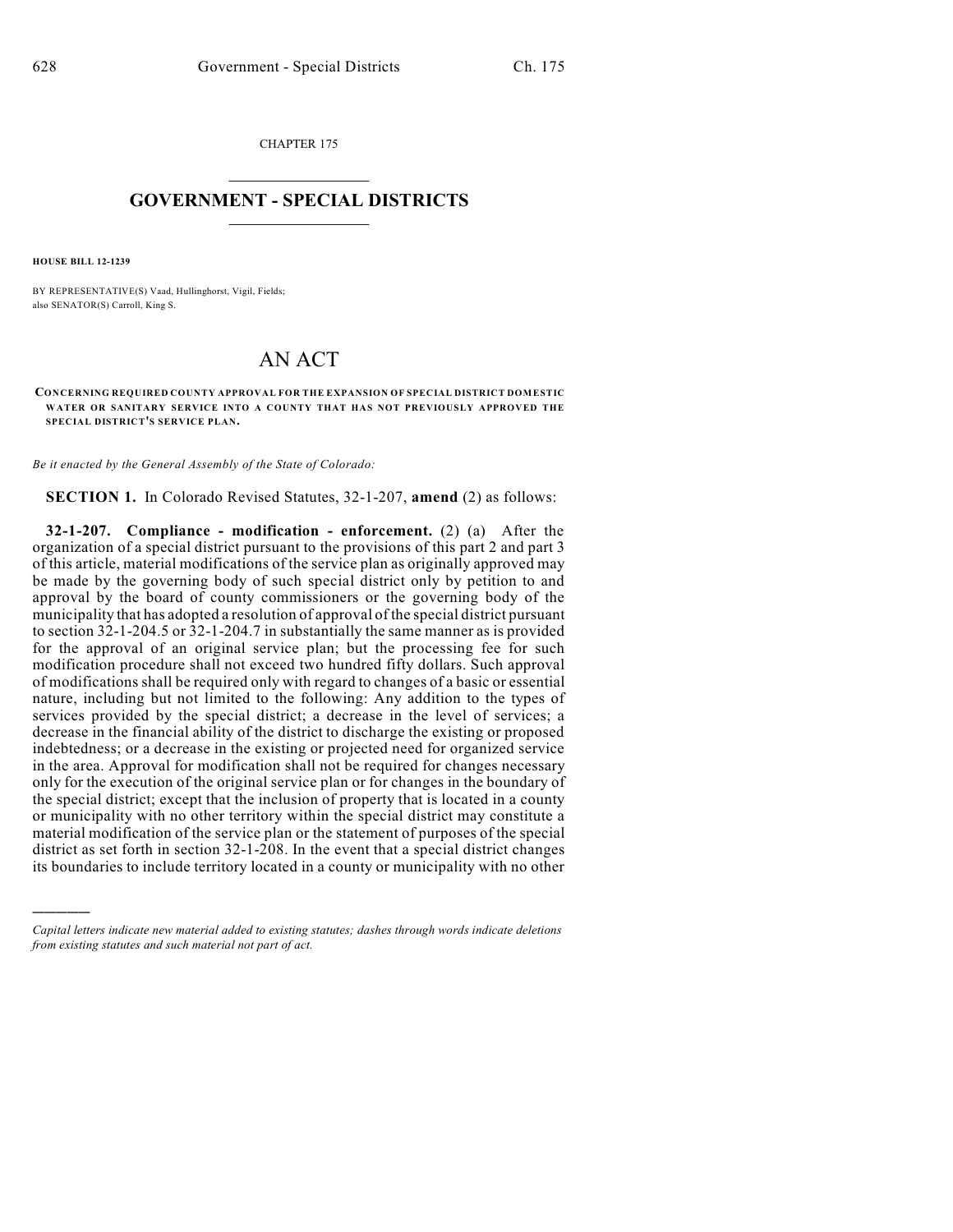CHAPTER 175

## GOVERNMENT - SPECIAL DISTRICTS

**HOUSE BILL 12-1239**

BY REPRESENTATIVE(S) Vaad, Hullinghorst, Vigil, Fields;
also SENATOR(S) Carroll, King S.

# AN ACT

**CONCERNING REQUIRED COUNTY APPROVAL FOR THE EXPANSION OF SPECIAL DISTRICT DOMESTIC WATER OR SANITARY SERVICE INTO A COUNTY THAT HAS NOT PREVIOUSLY APPROVED THE SPECIAL DISTRICT'S SERVICE PLAN.**

*Be it enacted by the General Assembly of the State of Colorado:*

**SECTION 1.** In Colorado Revised Statutes, 32-1-207, **amend** (2) as follows:

**32-1-207. Compliance - modification - enforcement.** (2) (a) After the organization of a special district pursuant to the provisions of this part 2 and part 3 of this article, material modifications of the service plan as originally approved may be made by the governing body of such special district only by petition to and approval by the board of county commissioners or the governing body of the municipality that has adopted a resolution of approval of the special district pursuant to section 32-1-204.5 or 32-1-204.7 in substantially the same manner as is provided for the approval of an original service plan; but the processing fee for such modification procedure shall not exceed two hundred fifty dollars. Such approval of modifications shall be required only with regard to changes of a basic or essential nature, including but not limited to the following: Any addition to the types of services provided by the special district; a decrease in the level of services; a decrease in the financial ability of the district to discharge the existing or proposed indebtedness; or a decrease in the existing or projected need for organized service in the area. Approval for modification shall not be required for changes necessary only for the execution of the original service plan or for changes in the boundary of the special district; except that the inclusion of property that is located in a county or municipality with no other territory within the special district may constitute a material modification of the service plan or the statement of purposes of the special district as set forth in section 32-1-208. In the event that a special district changes its boundaries to include territory located in a county or municipality with no other

*Capital letters indicate new material added to existing statutes; dashes through words indicate deletions from existing statutes and such material not part of act.*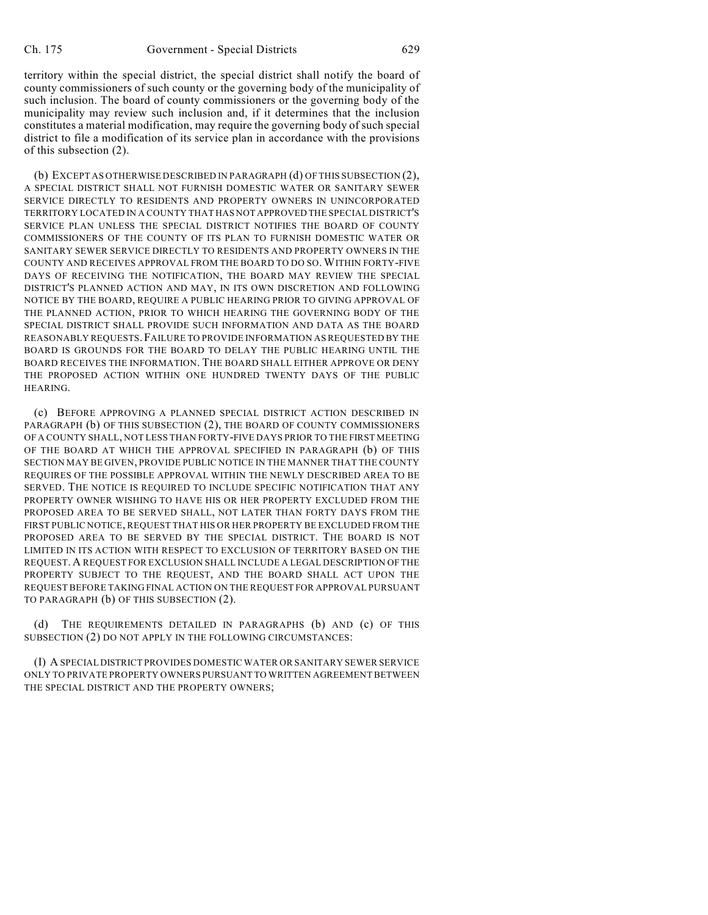territory within the special district, the special district shall notify the board of county commissioners of such county or the governing body of the municipality of such inclusion. The board of county commissioners or the governing body of the municipality may review such inclusion and, if it determines that the inclusion constitutes a material modification, may require the governing body of such special district to file a modification of its service plan in accordance with the provisions of this subsection (2).

(b) EXCEPT AS OTHERWISE DESCRIBED IN PARAGRAPH (d) OF THIS SUBSECTION (2), A SPECIAL DISTRICT SHALL NOT FURNISH DOMESTIC WATER OR SANITARY SEWER SERVICE DIRECTLY TO RESIDENTS AND PROPERTY OWNERS IN UNINCORPORATED TERRITORY LOCATED IN A COUNTY THAT HAS NOT APPROVED THE SPECIAL DISTRICT'S SERVICE PLAN UNLESS THE SPECIAL DISTRICT NOTIFIES THE BOARD OF COUNTY COMMISSIONERS OF THE COUNTY OF ITS PLAN TO FURNISH DOMESTIC WATER OR SANITARY SEWER SERVICE DIRECTLY TO RESIDENTS AND PROPERTY OWNERS IN THE COUNTY AND RECEIVES APPROVAL FROM THE BOARD TO DO SO. WITHIN FORTY-FIVE DAYS OF RECEIVING THE NOTIFICATION, THE BOARD MAY REVIEW THE SPECIAL DISTRICT'S PLANNED ACTION AND MAY, IN ITS OWN DISCRETION AND FOLLOWING NOTICE BY THE BOARD, REQUIRE A PUBLIC HEARING PRIOR TO GIVING APPROVAL OF THE PLANNED ACTION, PRIOR TO WHICH HEARING THE GOVERNING BODY OF THE SPECIAL DISTRICT SHALL PROVIDE SUCH INFORMATION AND DATA AS THE BOARD REASONABLY REQUESTS. FAILURE TO PROVIDE INFORMATION AS REQUESTED BY THE BOARD IS GROUNDS FOR THE BOARD TO DELAY THE PUBLIC HEARING UNTIL THE BOARD RECEIVES THE INFORMATION. THE BOARD SHALL EITHER APPROVE OR DENY THE PROPOSED ACTION WITHIN ONE HUNDRED TWENTY DAYS OF THE PUBLIC HEARING.

(c) BEFORE APPROVING A PLANNED SPECIAL DISTRICT ACTION DESCRIBED IN PARAGRAPH (b) OF THIS SUBSECTION (2), THE BOARD OF COUNTY COMMISSIONERS OF A COUNTY SHALL, NOT LESS THAN FORTY-FIVE DAYS PRIOR TO THE FIRST MEETING OF THE BOARD AT WHICH THE APPROVAL SPECIFIED IN PARAGRAPH (b) OF THIS SECTION MAY BE GIVEN, PROVIDE PUBLIC NOTICE IN THE MANNER THAT THE COUNTY REQUIRES OF THE POSSIBLE APPROVAL WITHIN THE NEWLY DESCRIBED AREA TO BE SERVED. THE NOTICE IS REQUIRED TO INCLUDE SPECIFIC NOTIFICATION THAT ANY PROPERTY OWNER WISHING TO HAVE HIS OR HER PROPERTY EXCLUDED FROM THE PROPOSED AREA TO BE SERVED SHALL, NOT LATER THAN FORTY DAYS FROM THE FIRST PUBLIC NOTICE, REQUEST THAT HIS OR HER PROPERTY BE EXCLUDED FROM THE PROPOSED AREA TO BE SERVED BY THE SPECIAL DISTRICT. THE BOARD IS NOT LIMITED IN ITS ACTION WITH RESPECT TO EXCLUSION OF TERRITORY BASED ON THE REQUEST. A REQUEST FOR EXCLUSION SHALL INCLUDE A LEGAL DESCRIPTION OF THE PROPERTY SUBJECT TO THE REQUEST, AND THE BOARD SHALL ACT UPON THE REQUEST BEFORE TAKING FINAL ACTION ON THE REQUEST FOR APPROVAL PURSUANT TO PARAGRAPH (b) OF THIS SUBSECTION (2).

(d) THE REQUIREMENTS DETAILED IN PARAGRAPHS (b) AND (c) OF THIS SUBSECTION (2) DO NOT APPLY IN THE FOLLOWING CIRCUMSTANCES:

(I) A SPECIAL DISTRICT PROVIDES DOMESTIC WATER OR SANITARY SEWER SERVICE ONLY TO PRIVATE PROPERTY OWNERS PURSUANT TO WRITTEN AGREEMENT BETWEEN THE SPECIAL DISTRICT AND THE PROPERTY OWNERS;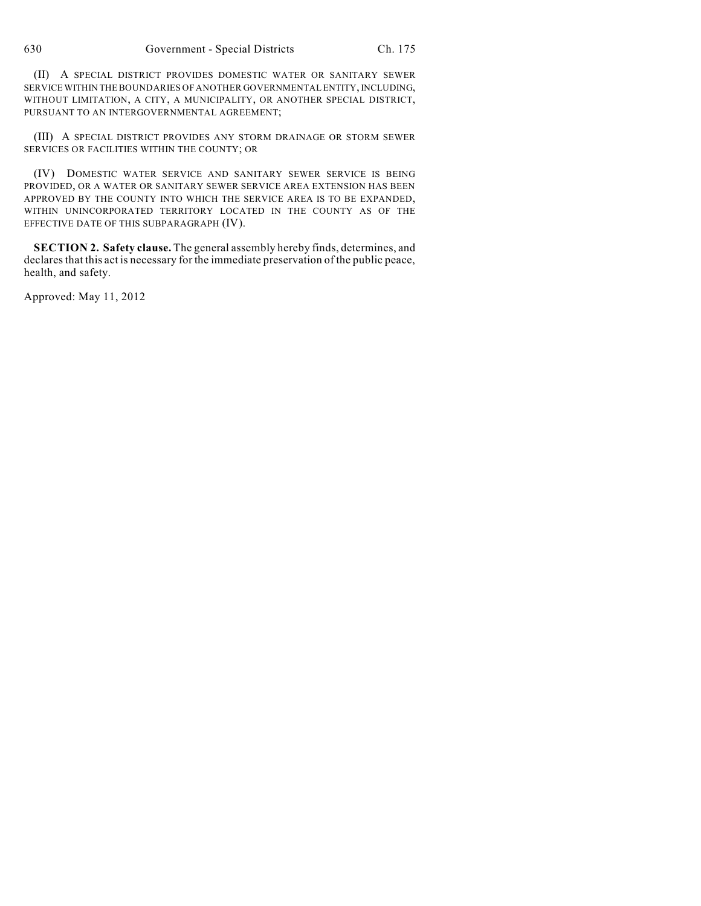(II) A SPECIAL DISTRICT PROVIDES DOMESTIC WATER OR SANITARY SEWER SERVICE WITHIN THE BOUNDARIES OF ANOTHER GOVERNMENTAL ENTITY, INCLUDING, WITHOUT LIMITATION, A CITY, A MUNICIPALITY, OR ANOTHER SPECIAL DISTRICT, PURSUANT TO AN INTERGOVERNMENTAL AGREEMENT;

(III) A SPECIAL DISTRICT PROVIDES ANY STORM DRAINAGE OR STORM SEWER SERVICES OR FACILITIES WITHIN THE COUNTY; OR

(IV) DOMESTIC WATER SERVICE AND SANITARY SEWER SERVICE IS BEING PROVIDED, OR A WATER OR SANITARY SEWER SERVICE AREA EXTENSION HAS BEEN APPROVED BY THE COUNTY INTO WHICH THE SERVICE AREA IS TO BE EXPANDED, WITHIN UNINCORPORATED TERRITORY LOCATED IN THE COUNTY AS OF THE EFFECTIVE DATE OF THIS SUBPARAGRAPH (IV).

**SECTION 2. Safety clause.** The general assembly hereby finds, determines, and declares that this act is necessary for the immediate preservation of the public peace, health, and safety.

Approved: May 11, 2012